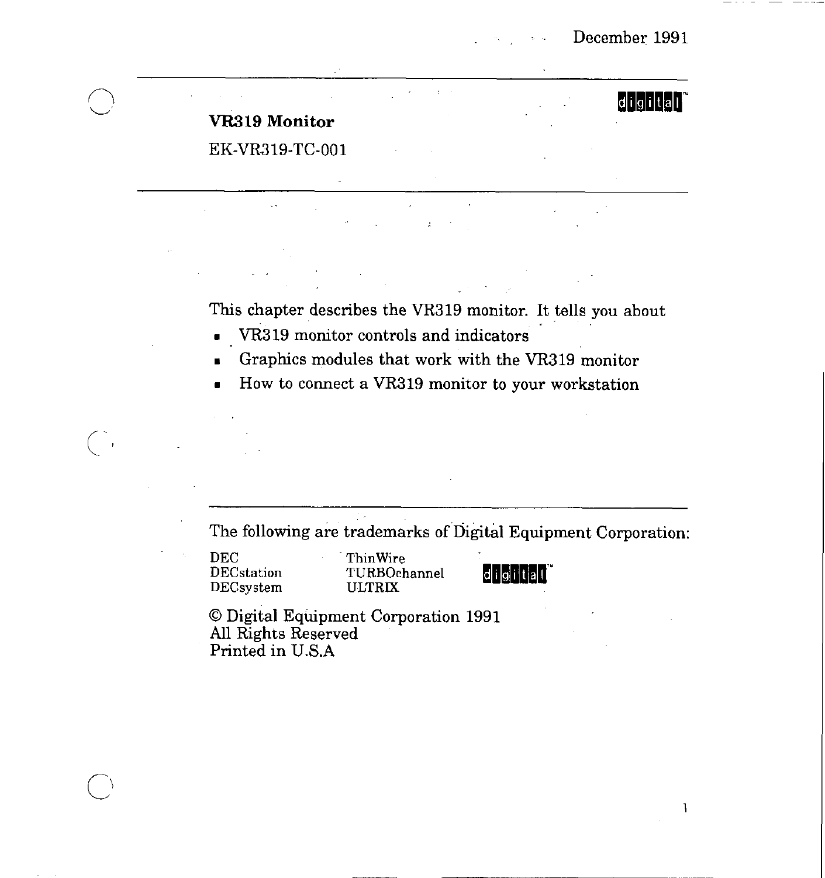December 1991

# VR319 Monitor

EK-VR319-TC-001

This chapter describes the VR319 monitor. It tells you about

- VR319 monitor controls and indicators
- Graphics modules that work with the VR319 monitor
- How to connect a VR319 monitor to your workstation

The following are trademarks of Digital Equipment Corporation:

| | | |
|---|---|---|
| DEC | ThinWire | digital |
| DECstation | TURBOchannel | |
| DECsystem | ULTRIX | |

© Digital Equipment Corporation 1991
All Rights Reserved
Printed in U.S.A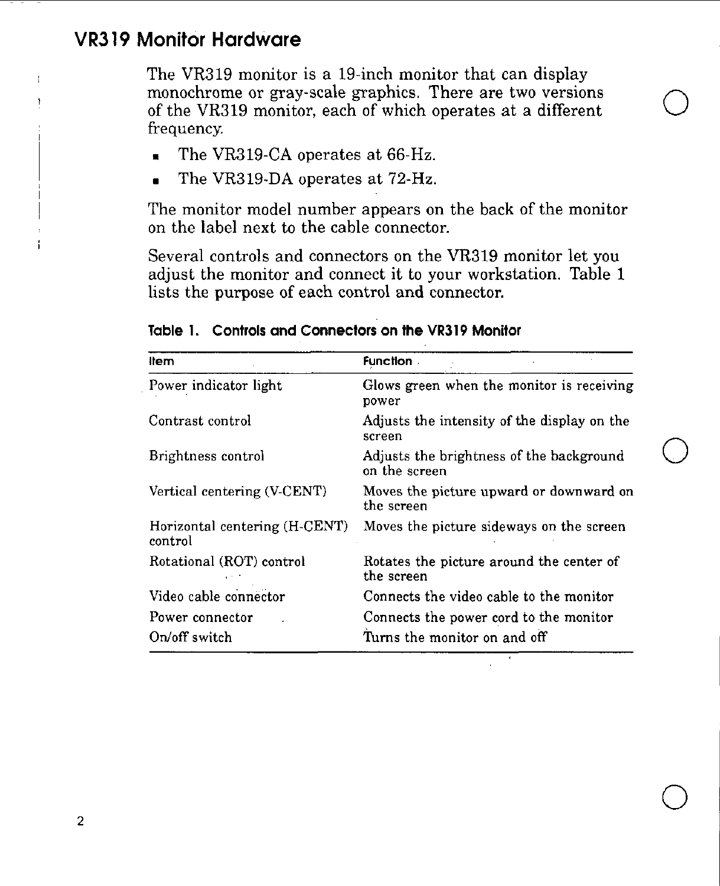## VR319 Monitor Hardware

The VR319 monitor is a 19-inch monitor that can display monochrome or gray-scale graphics. There are two versions of the VR319 monitor, each of which operates at a different frequency.

- The VR319-CA operates at 66-Hz.
- The VR319-DA operates at 72-Hz.

The monitor model number appears on the back of the monitor on the label next to the cable connector.

Several controls and connectors on the VR319 monitor let you adjust the monitor and connect it to your workstation. Table 1 lists the purpose of each control and connector.

**Table 1. Controls and Connectors on the VR319 Monitor**

| Item | Function |
|---|---|
| Power indicator light | Glows green when the monitor is receiving power |
| Contrast control | Adjusts the intensity of the display on the screen |
| Brightness control | Adjusts the brightness of the background on the screen |
| Vertical centering (V-CENT) | Moves the picture upward or downward on the screen |
| Horizontal centering (H-CENT) control | Moves the picture sideways on the screen |
| Rotational (ROT) control | Rotates the picture around the center of the screen |
| Video cable connector | Connects the video cable to the monitor |
| Power connector | Connects the power cord to the monitor |
| On/off switch | Turns the monitor on and off |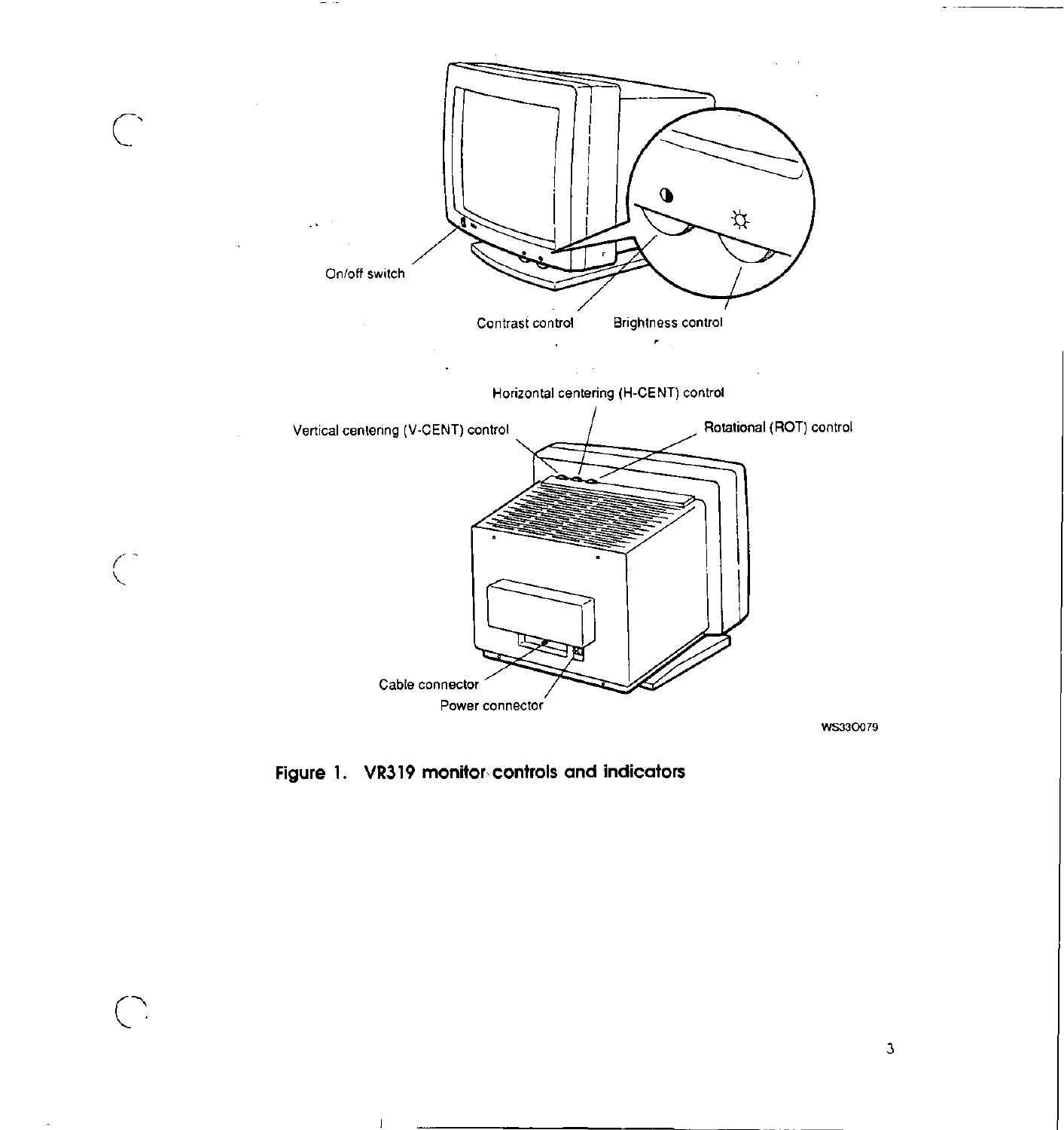On/off switch

Contrast control

Brightness control

Horizontal centering (H-CENT) control

Vertical centering (V-CENT) control

Rotational (ROT) control

Cable connector

Power connector

WS33O079

**Figure 1. VR319 monitor controls and indicators**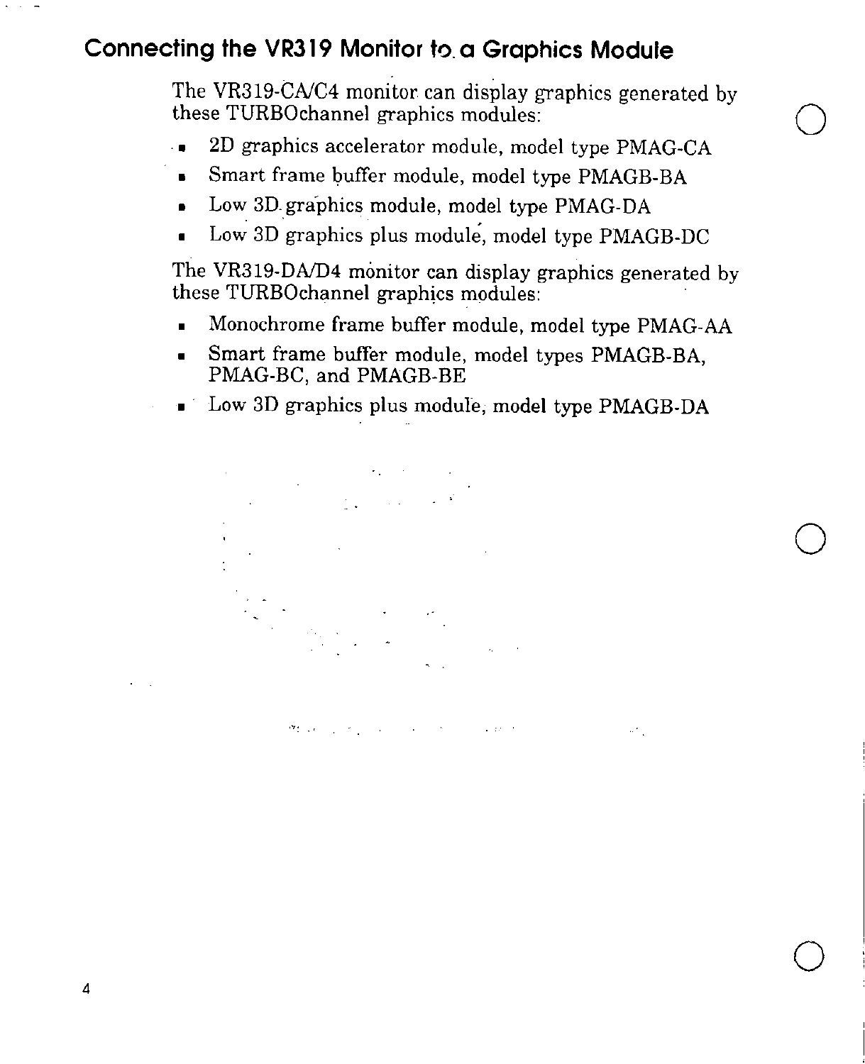## Connecting the VR319 Monitor to a Graphics Module

The VR319-CA/C4 monitor can display graphics generated by these TURBOchannel graphics modules:

- 2D graphics accelerator module, model type PMAG-CA
- Smart frame buffer module, model type PMAGB-BA
- Low 3D graphics module, model type PMAG-DA
- Low 3D graphics plus module, model type PMAGB-DC

The VR319-DA/D4 monitor can display graphics generated by these TURBOchannel graphics modules:

- Monochrome frame buffer module, model type PMAG-AA
- Smart frame buffer module, model types PMAGB-BA, PMAG-BC, and PMAGB-BE
- Low 3D graphics plus module, model type PMAGB-DA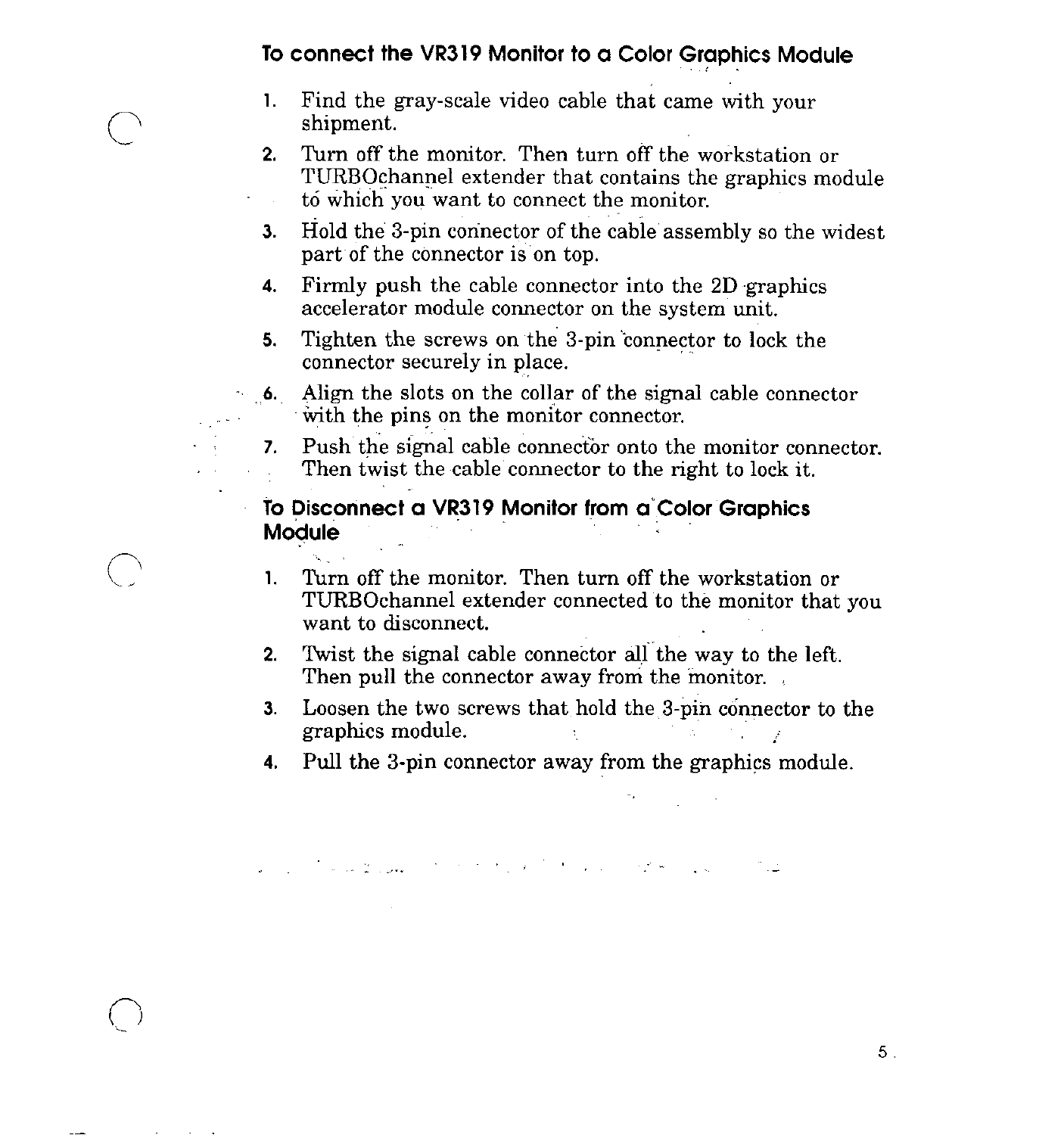### To connect the VR319 Monitor to a Color Graphics Module

1. Find the gray-scale video cable that came with your shipment.
2. Turn off the monitor. Then turn off the workstation or TURBOchannel extender that contains the graphics module to which you want to connect the monitor.
3. Hold the 3-pin connector of the cable assembly so the widest part of the connector is on top.
4. Firmly push the cable connector into the 2D graphics accelerator module connector on the system unit.
5. Tighten the screws on the 3-pin connector to lock the connector securely in place.
6. Align the slots on the collar of the signal cable connector with the pins on the monitor connector.
7. Push the signal cable connector onto the monitor connector. Then twist the cable connector to the right to lock it.

### To Disconnect a VR319 Monitor from a Color Graphics Module

1. Turn off the monitor. Then turn off the workstation or TURBOchannel extender connected to the monitor that you want to disconnect.
2. Twist the signal cable connector all the way to the left. Then pull the connector away from the monitor.
3. Loosen the two screws that hold the 3-pin connector to the graphics module.
4. Pull the 3-pin connector away from the graphics module.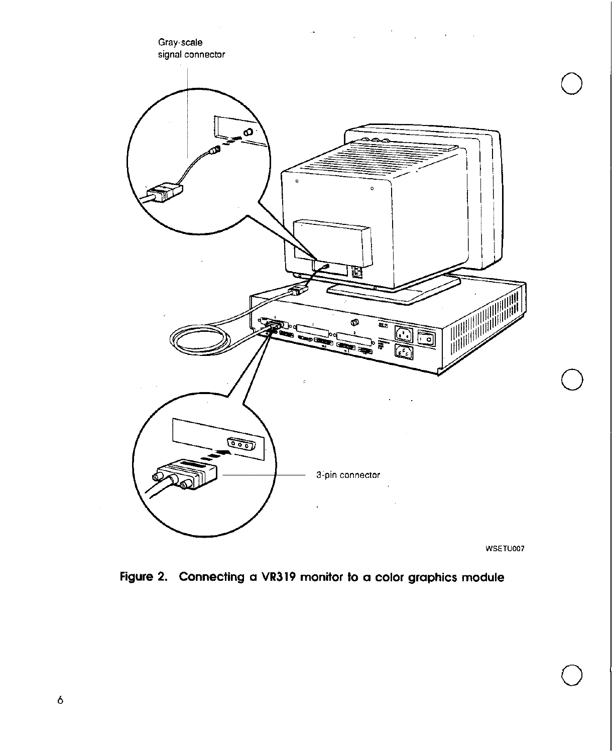Gray-scale signal connector

3-pin connector

WSETU007

**Figure 2. Connecting a VR319 monitor to a color graphics module**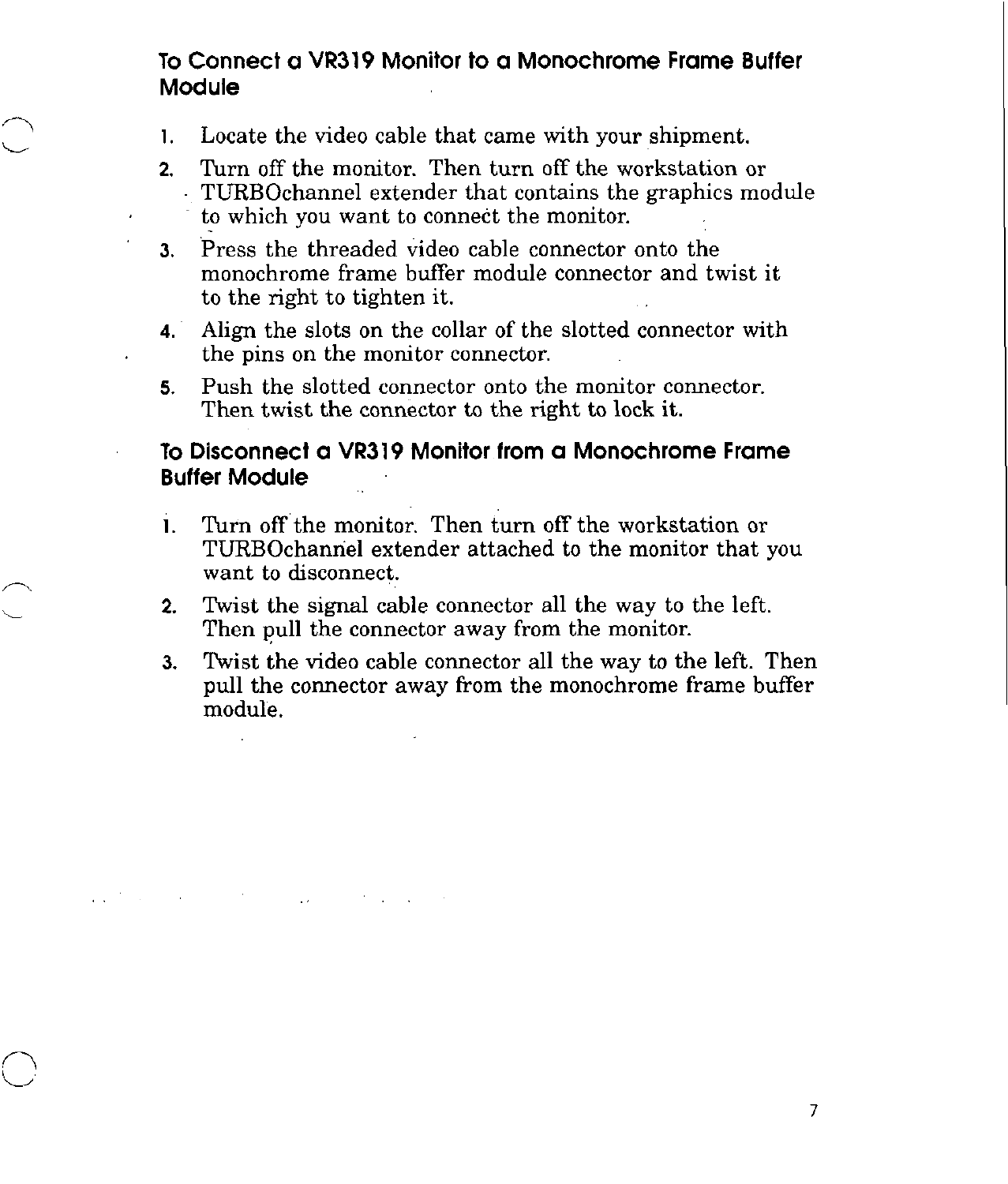## To Connect a VR319 Monitor to a Monochrome Frame Buffer Module

1. Locate the video cable that came with your shipment.
2. Turn off the monitor. Then turn off the workstation or TURBOchannel extender that contains the graphics module to which you want to connect the monitor.
3. Press the threaded video cable connector onto the monochrome frame buffer module connector and twist it to the right to tighten it.
4. Align the slots on the collar of the slotted connector with the pins on the monitor connector.
5. Push the slotted connector onto the monitor connector. Then twist the connector to the right to lock it.

## To Disconnect a VR319 Monitor from a Monochrome Frame Buffer Module

1. Turn off the monitor. Then turn off the workstation or TURBOchannel extender attached to the monitor that you want to disconnect.
2. Twist the signal cable connector all the way to the left. Then pull the connector away from the monitor.
3. Twist the video cable connector all the way to the left. Then pull the connector away from the monochrome frame buffer module.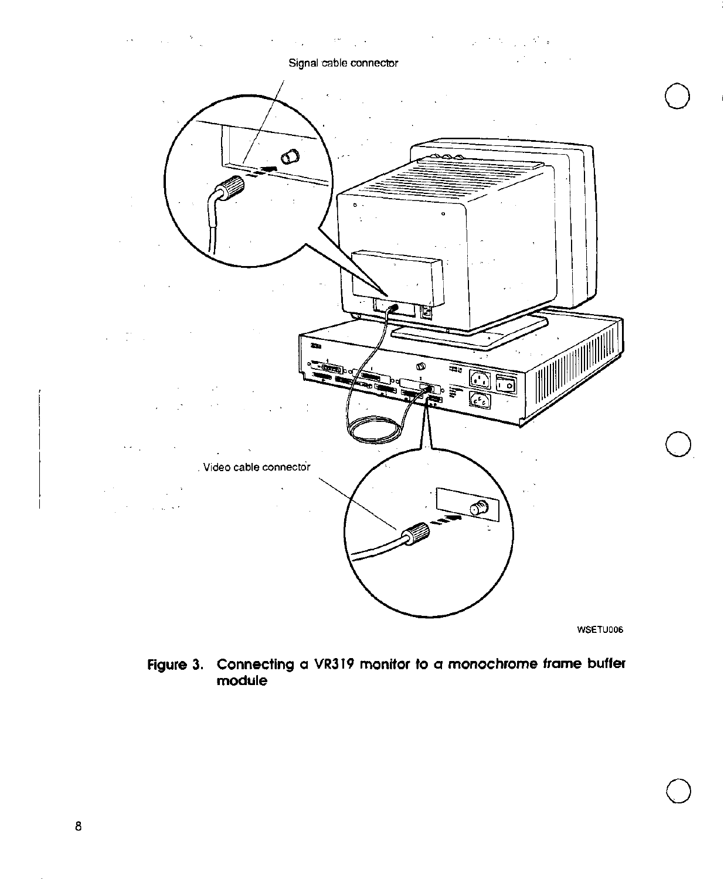Signal cable connector

Video cable connector

WSETU006

**Figure 3. Connecting a VR319 monitor to a monochrome frame buffer module**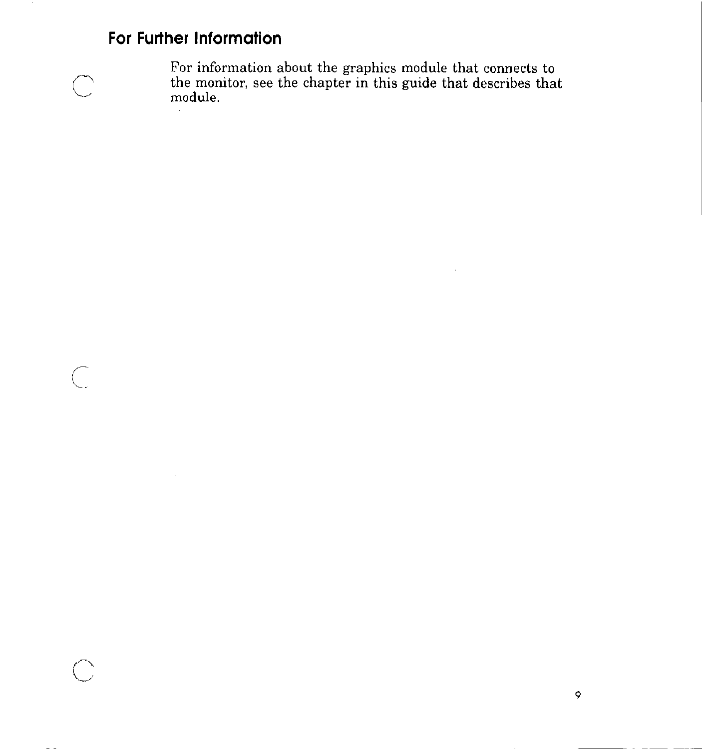## For Further Information

For information about the graphics module that connects to the monitor, see the chapter in this guide that describes that module.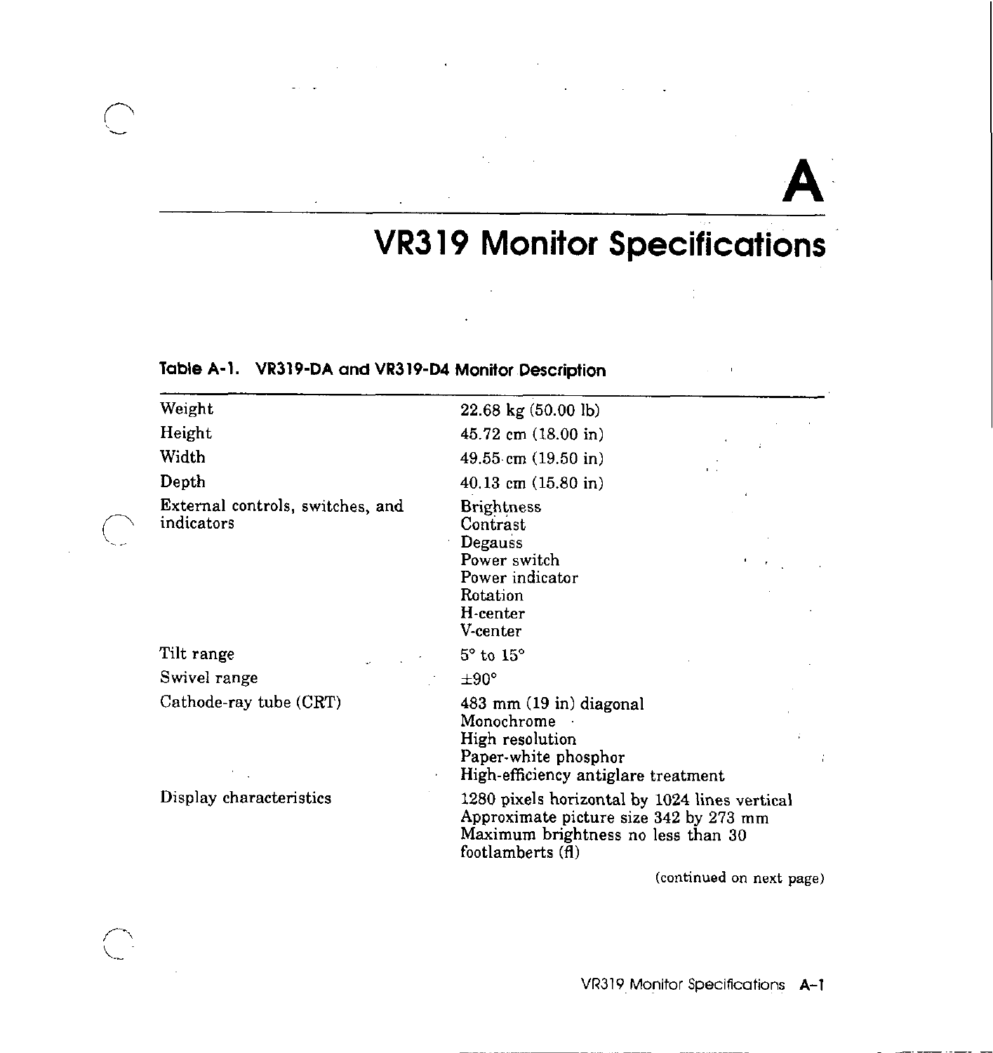# A

# VR319 Monitor Specifications

**Table A-1. VR319-DA and VR319-D4 Monitor Description**

| | |
|---|---|
| Weight | 22.68 kg (50.00 lb) |
| Height | 45.72 cm (18.00 in) |
| Width | 49.55 cm (19.50 in) |
| Depth | 40.13 cm (15.80 in) |
| External controls, switches, and indicators | Brightness<br>Contrast<br>Degauss<br>Power switch<br>Power indicator<br>Rotation<br>H-center<br>V-center |
| Tilt range | 5° to 15° |
| Swivel range | ±90° |
| Cathode-ray tube (CRT) | 483 mm (19 in) diagonal<br>Monochrome<br>High resolution<br>Paper-white phosphor<br>High-efficiency antiglare treatment |
| Display characteristics | 1280 pixels horizontal by 1024 lines vertical<br>Approximate picture size 342 by 273 mm<br>Maximum brightness no less than 30 footlamberts (fl) |

(continued on next page)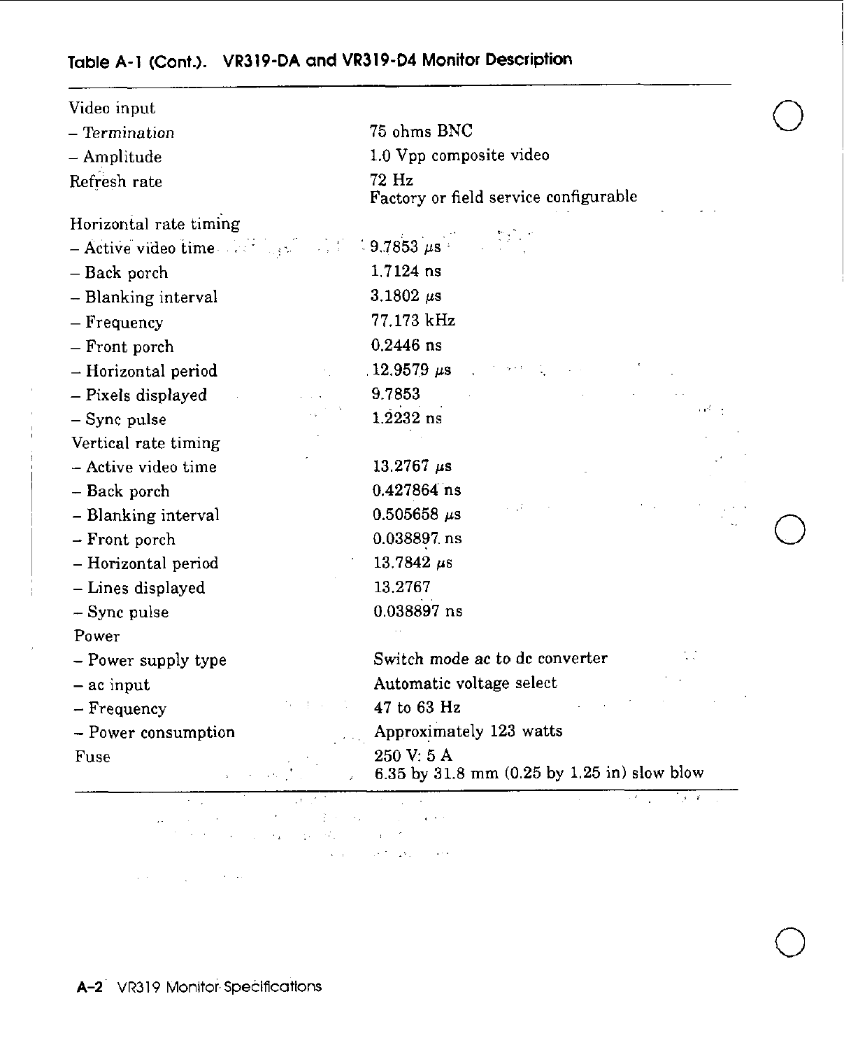**Table A-1 (Cont.). VR319-DA and VR319-D4 Monitor Description**

| | |
|---|---|
| Video input | |
| – *Termination* | 75 ohms BNC |
| – Amplitude | 1.0 Vpp composite video |
| Refresh rate | 72 Hz<br>Factory or field service configurable |
| Horizontal rate timing | |
| – Active video time | 9.7853 μs |
| – Back porch | 1.7124 ns |
| – Blanking interval | 3.1802 μs |
| – Frequency | 77.173 kHz |
| – Front porch | 0.2446 ns |
| – Horizontal period | 12.9579 μs |
| – Pixels displayed | 9.7853 |
| – Sync pulse | 1.2232 ns |
| Vertical rate timing | |
| – Active video time | 13.2767 μs |
| – Back porch | 0.427864 ns |
| – Blanking interval | 0.505658 μs |
| – Front porch | 0.038897 ns |
| – Horizontal period | 13.7842 μs |
| – Lines displayed | 13.2767 |
| – Sync pulse | 0.038897 ns |
| Power | |
| – Power supply type | Switch mode ac to dc converter |
| – ac input | Automatic voltage select |
| – Frequency | 47 to 63 Hz |
| – Power consumption | Approximately 123 watts |
| Fuse | 250 V: 5 A<br>6.35 by 31.8 mm (0.25 by 1.25 in) slow blow |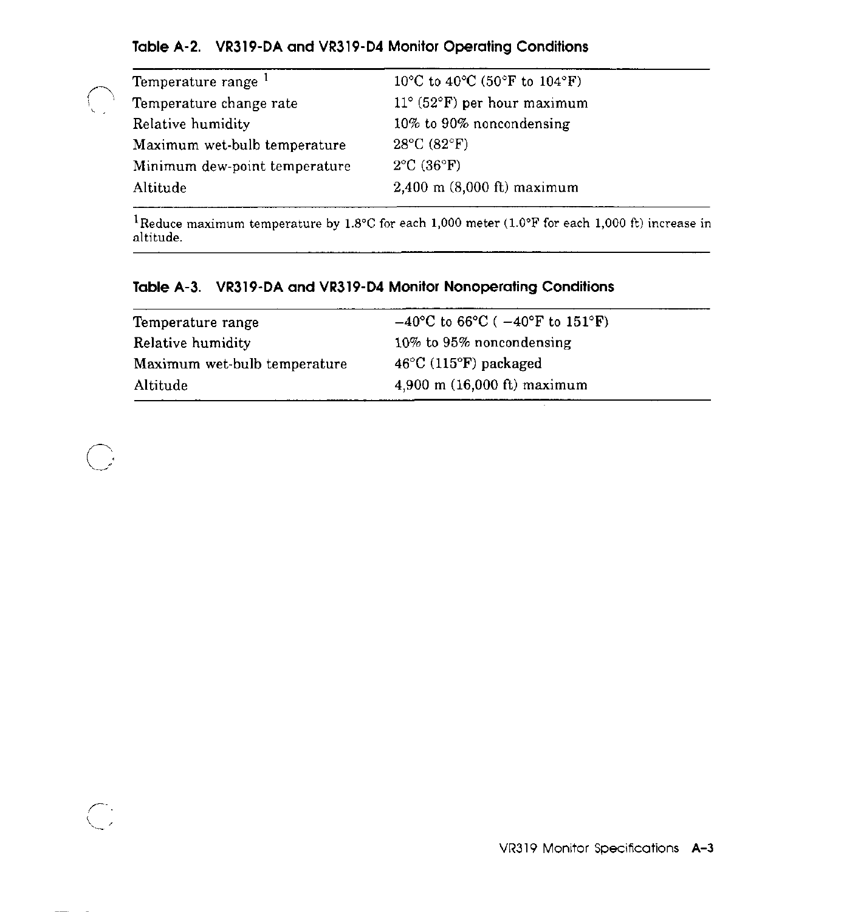**Table A-2. VR319-DA and VR319-D4 Monitor Operating Conditions**

| | |
|---|---|
| Temperature range [1] | 10°C to 40°C (50°F to 104°F) |
| Temperature change rate | 11° (52°F) per hour maximum |
| Relative humidity | 10% to 90% noncondensing |
| Maximum wet-bulb temperature | 28°C (82°F) |
| Minimum dew-point temperature | 2°C (36°F) |
| Altitude | 2,400 m (8,000 ft) maximum |

[1] Reduce maximum temperature by 1.8°C for each 1,000 meter (1.0°F for each 1,000 ft) increase in altitude.

**Table A-3. VR319-DA and VR319-D4 Monitor Nonoperating Conditions**

| | |
|---|---|
| Temperature range | –40°C to 66°C ( –40°F to 151°F) |
| Relative humidity | 10% to 95% noncondensing |
| Maximum wet-bulb temperature | 46°C (115°F) packaged |
| Altitude | 4,900 m (16,000 ft) maximum |